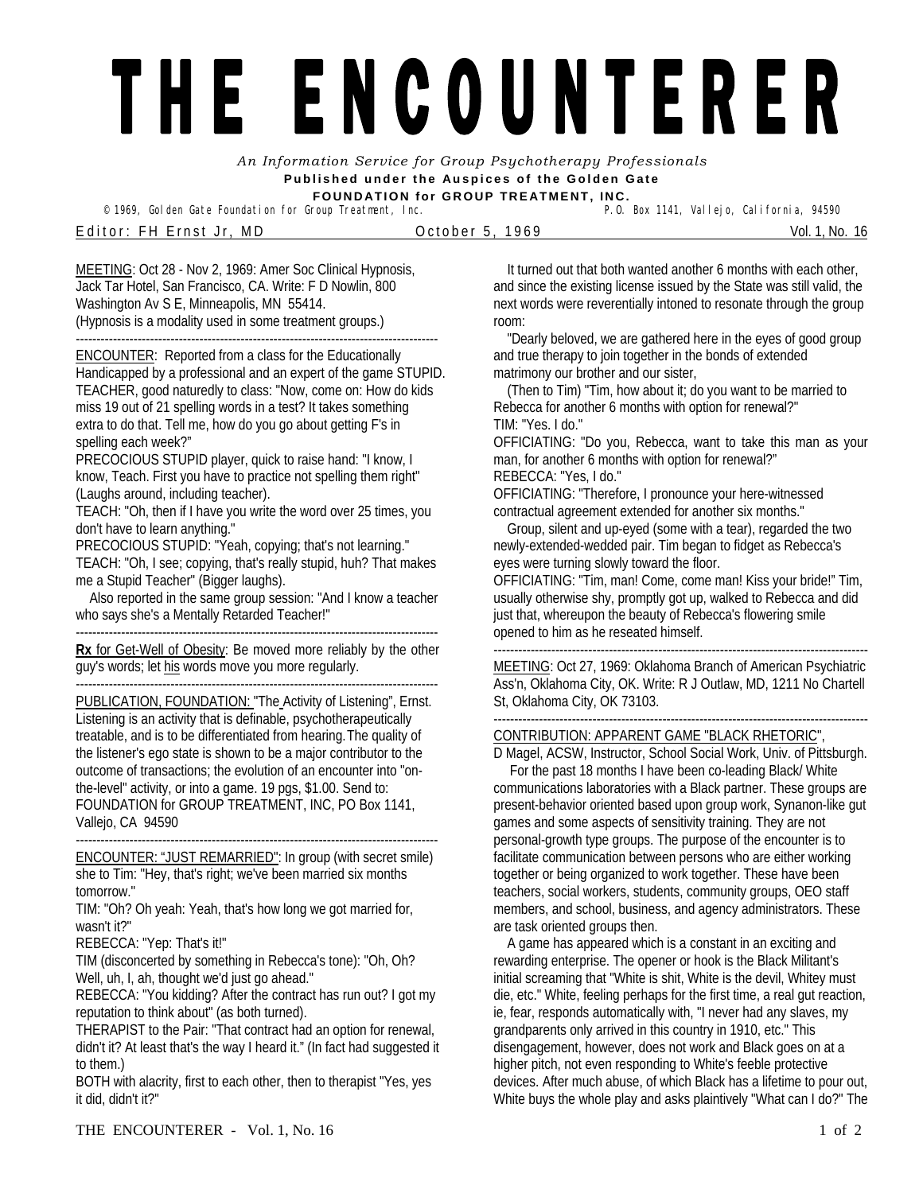# THE ENCOUNTER ER

*An Information Service for Group Psychotherapy Professionals*

**Published under the Auspices of the Golden Gate FOUNDATION for GROUP TREATMENT, INC.**

© 1969, Golden Gate Foundation for Group Treatment, Inc. P.O. Box 1141, Vallejo, California, 94590

Editor: FH Ernst Jr, MD — October 5, 1969 — Vol. 1, No. 16

---

MEETING: Oct 28 - Nov 2, 1969: Amer Soc Clinical Hypnosis, Jack Tar Hotel, San Francisco, CA. Write: F D Nowlin, 800 Washington Av S E, Minneapolis, MN 55414.
(Hypnosis is a modality used in some treatment groups.)

---

ENCOUNTER: Reported from a class for the Educationally Handicapped by a professional and an expert of the game STUPID.

TEACHER, good naturedly to class: "Now, come on: How do kids miss 19 out of 21 spelling words in a test? It takes something extra to do that. Tell me, how do you go about getting F's in spelling each week?"

PRECOCIOUS STUPID player, quick to raise hand: "I know, I know, Teach. First you have to practice not spelling them right" (Laughs around, including teacher).

TEACH: "Oh, then if I have you write the word over 25 times, you don't have to learn anything."

PRECOCIOUS STUPID: "Yeah, copying; that's not learning."

TEACHER: "Oh, I see; copying, that's really stupid, huh? That makes me a Stupid Teacher" (Bigger laughs).

Also reported in the same group session: "And I know a teacher who says she's a Mentally Retarded Teacher!"

---

**Rx** for Get-Well of Obesity: Be moved more reliably by the other guy's words; let his words move you more regularly.

---

PUBLICATION, FOUNDATION: "The Activity of Listening", Ernst. Listening is an activity that is definable, psychotherapeutically treatable, and is to be differentiated from hearing. The quality of the listener's ego state is shown to be a major contributor to the outcome of transactions; the evolution of an encounter into "on-the-level" activity, or into a game. 19 pgs, $1.00. Send to: FOUNDATION for GROUP TREATMENT, INC, PO Box 1141, Vallejo, CA 94590

---

ENCOUNTER: "JUST REMARRIED": In group (with secret smile) she to Tim: "Hey, that's right; we've been married six months tomorrow."

TIM: "Oh? Oh yeah: Yeah, that's how long we got married for, wasn't it?"

REBECCA: "Yep: That's it!"

TIM (disconcerted by something in Rebecca's tone): "Oh, Oh? Well, uh, I, ah, thought we'd just go ahead."

REBECCA: "You kidding? After the contract has run out? I got my reputation to think about" (as both turned).

THERAPIST to the Pair: "That contract had an option for renewal, didn't it? At least that's the way I heard it." (In fact had suggested it to them.)

BOTH with alacrity, first to each other, then to therapist "Yes, yes it did, didn't it?"

It turned out that both wanted another 6 months with each other, and since the existing license issued by the State was still valid, the next words were reverentially intoned to resonate through the group room:

"Dearly beloved, we are gathered here in the eyes of good group and true therapy to join together in the bonds of extended matrimony our brother and our sister,

(Then to Tim) "Tim, how about it; do you want to be married to Rebecca for another 6 months with option for renewal?"

TIM: "Yes. I do."

OFFICIATING: "Do you, Rebecca, want to take this man as your man, for another 6 months with option for renewal?"

REBECCA: "Yes, I do."

OFFICIATING: "Therefore, I pronounce your here-witnessed contractual agreement extended for another six months."

Group, silent and up-eyed (some with a tear), regarded the two newly-extended-wedded pair. Tim began to fidget as Rebecca's eyes were turning slowly toward the floor.

OFFICIATING: "Tim, man! Come, come man! Kiss your bride!" Tim, usually otherwise shy, promptly got up, walked to Rebecca and did just that, whereupon the beauty of Rebecca's flowering smile opened to him as he reseated himself.

---

MEETING: Oct 27, 1969: Oklahoma Branch of American Psychiatric Ass'n, Oklahoma City, OK. Write: R J Outlaw, MD, 1211 No Chartell St, Oklahoma City, OK 73103.

---

CONTRIBUTION: APPARENT GAME "BLACK RHETORIC", D Magel, ACSW, Instructor, School Social Work, Univ. of Pittsburgh.

For the past 18 months I have been co-leading Black/ White communications laboratories with a Black partner. These groups are present-behavior oriented based upon group work, Synanon-like gut games and some aspects of sensitivity training. They are not personal-growth type groups. The purpose of the encounter is to facilitate communication between persons who are either working together or being organized to work together. These have been teachers, social workers, students, community groups, OEO staff members, and school, business, and agency administrators. These are task oriented groups then.

A game has appeared which is a constant in an exciting and rewarding enterprise. The opener or hook is the Black Militant's initial screaming that "White is shit, White is the devil, Whitey must die, etc." White, feeling perhaps for the first time, a real gut reaction, ie, fear, responds automatically with, "I never had any slaves, my grandparents only arrived in this country in 1910, etc." This disengagement, however, does not work and Black goes on at a higher pitch, not even responding to White's feeble protective devices. After much abuse, of which Black has a lifetime to pour out, White buys the whole play and asks plaintively "What can I do?" The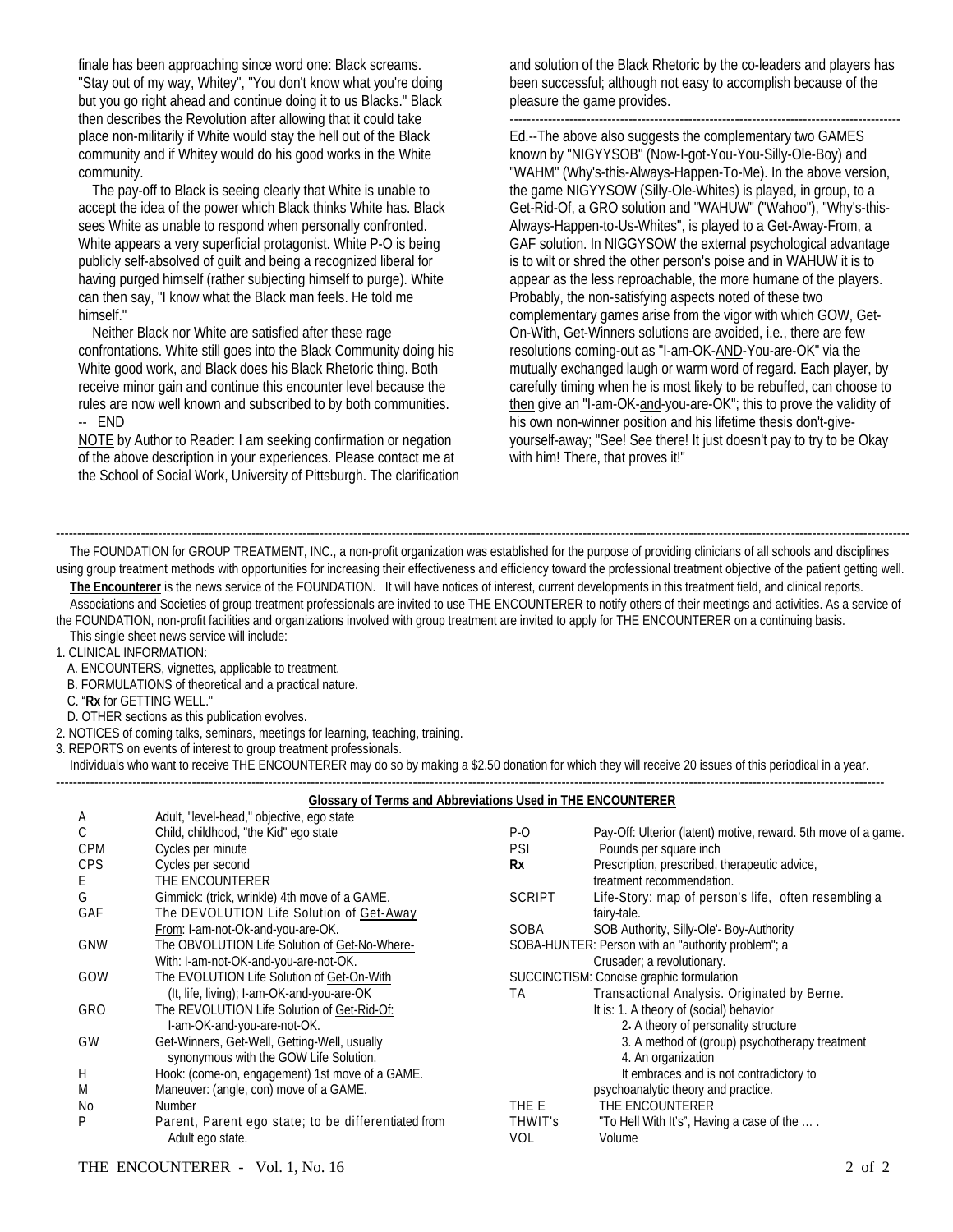finale has been approaching since word one: Black screams. "Stay out of my way, Whitey", "You don't know what you're doing but you go right ahead and continue doing it to us Blacks." Black then describes the Revolution after allowing that it could take place non-militarily if White would stay the hell out of the Black community and if Whitey would do his good works in the White community.

The pay-off to Black is seeing clearly that White is unable to accept the idea of the power which Black thinks White has. Black sees White as unable to respond when personally confronted. White appears a very superficial protagonist. White P-O is being publicly self-absolved of guilt and being a recognized liberal for having purged himself (rather subjecting himself to purge). White can then say, "I know what the Black man feels. He told me himself."

Neither Black nor White are satisfied after these rage confrontations. White still goes into the Black Community doing his White good work, and Black does his Black Rhetoric thing. Both receive minor gain and continue this encounter level because the rules are now well known and subscribed to by both communities. -- END

NOTE by Author to Reader: I am seeking confirmation or negation of the above description in your experiences. Please contact me at the School of Social Work, University of Pittsburgh. The clarification and solution of the Black Rhetoric by the co-leaders and players has been successful; although not easy to accomplish because of the pleasure the game provides.

---

Ed.--The above also suggests the complementary two GAMES known by "NIGYYSOB" (Now-I-got-You-You-Silly-Ole-Boy) and "WAHM" (Why's-this-Always-Happen-To-Me). In the above version, the game NIGYYSOW (Silly-Ole-Whites) is played, in group, to a Get-Rid-Of, a GRO solution and "WAHUW" ("Wahoo"), "Why's-this-Always-Happen-to-Us-Whites", is played to a Get-Away-From, a GAF solution. In NIGGYSOW the external psychological advantage is to wilt or shred the other person's poise and in WAHUW it is to appear as the less reproachable, the more humane of the players. Probably, the non-satisfying aspects noted of these two complementary games arise from the vigor with which GOW, Get-On-With, Get-Winners solutions are avoided, i.e., there are few resolutions coming-out as "I-am-OK-AND-You-are-OK" via the mutually exchanged laugh or warm word of regard. Each player, by carefully timing when he is most likely to be rebuffed, can choose to then give an "I-am-OK-and-you-are-OK"; this to prove the validity of his own non-winner position and his lifetime thesis don't-give-yourself-away; "See! See there! It just doesn't pay to try to be Okay with him! There, that proves it!"

---

The FOUNDATION for GROUP TREATMENT, INC., a non-profit organization was established for the purpose of providing clinicians of all schools and disciplines using group treatment methods with opportunities for increasing their effectiveness and efficiency toward the professional treatment objective of the patient getting well.

**The Encounterer** is the news service of the FOUNDATION. It will have notices of interest, current developments in this treatment field, and clinical reports.

Associations and Societies of group treatment professionals are invited to use THE ENCOUNTERER to notify others of their meetings and activities. As a service of the FOUNDATION, non-profit facilities and organizations involved with group treatment are invited to apply for THE ENCOUNTERER on a continuing basis.

This single sheet news service will include:

1. CLINICAL INFORMATION:
   A. ENCOUNTERS, vignettes, applicable to treatment.
   B. FORMULATIONS of theoretical and a practical nature.
   C. "**Rx** for GETTING WELL."
   D. OTHER sections as this publication evolves.
2. NOTICES of coming talks, seminars, meetings for learning, teaching, training.
3. REPORTS on events of interest to group treatment professionals.

Individuals who want to receive THE ENCOUNTERER may do so by making a $2.50 donation for which they will receive 20 issues of this periodical in a year.

---

## Glossary of Terms and Abbreviations Used in THE ENCOUNTERER

| | |
|---|---|
| A | Adult, "level-head," objective, ego state |
| C | Child, childhood, "the Kid" ego state |
| CPM | Cycles per minute |
| CPS | Cycles per second |
| E | THE ENCOUNTERER |
| G | Gimmick: (trick, wrinkle) 4th move of a GAME. |
| GAF | The DEVOLUTION Life Solution of Get-Away From: I-am-not-Ok-and-you-are-OK. |
| GNW | The OBVOLUTION Life Solution of Get-No-Where-With: I-am-not-OK-and-you-are-not-OK. |
| GOW | The EVOLUTION Life Solution of Get-On-With (It, life, living); I-am-OK-and-you-are-OK |
| GRO | The REVOLUTION Life Solution of Get-Rid-Of: I-am-OK-and-you-are-not-OK. |
| GW | Get-Winners, Get-Well, Getting-Well, usually synonymous with the GOW Life Solution. |
| H | Hook: (come-on, engagement) 1st move of a GAME. |
| M | Maneuver: (angle, con) move of a GAME. |
| No | Number |
| P | Parent, Parent ego state; to be differentiated from Adult ego state. |
| P-O | Pay-Off: Ulterior (latent) motive, reward. 5th move of a game. |
| PSI | Pounds per square inch |
| **Rx** | Prescription, prescribed, therapeutic advice, treatment recommendation. |
| SCRIPT | Life-Story: map of person's life, often resembling a fairy-tale. |
| SOBA | SOB Authority, Silly-Ole'- Boy-Authority |
| SOBA-HUNTER | Person with an "authority problem"; a Crusader; a revolutionary. |
| SUCCINCTISM | Concise graphic formulation |
| TA | Transactional Analysis. Originated by Berne. It is: 1. A theory of (social) behavior 2. A theory of personality structure 3. A method of (group) psychotherapy treatment 4. An organization. It embraces and is not contradictory to psychoanalytic theory and practice. |
| THE E | THE ENCOUNTERER |
| THWIT's | "To Hell With It's", Having a case of the … . |
| VOL | Volume |